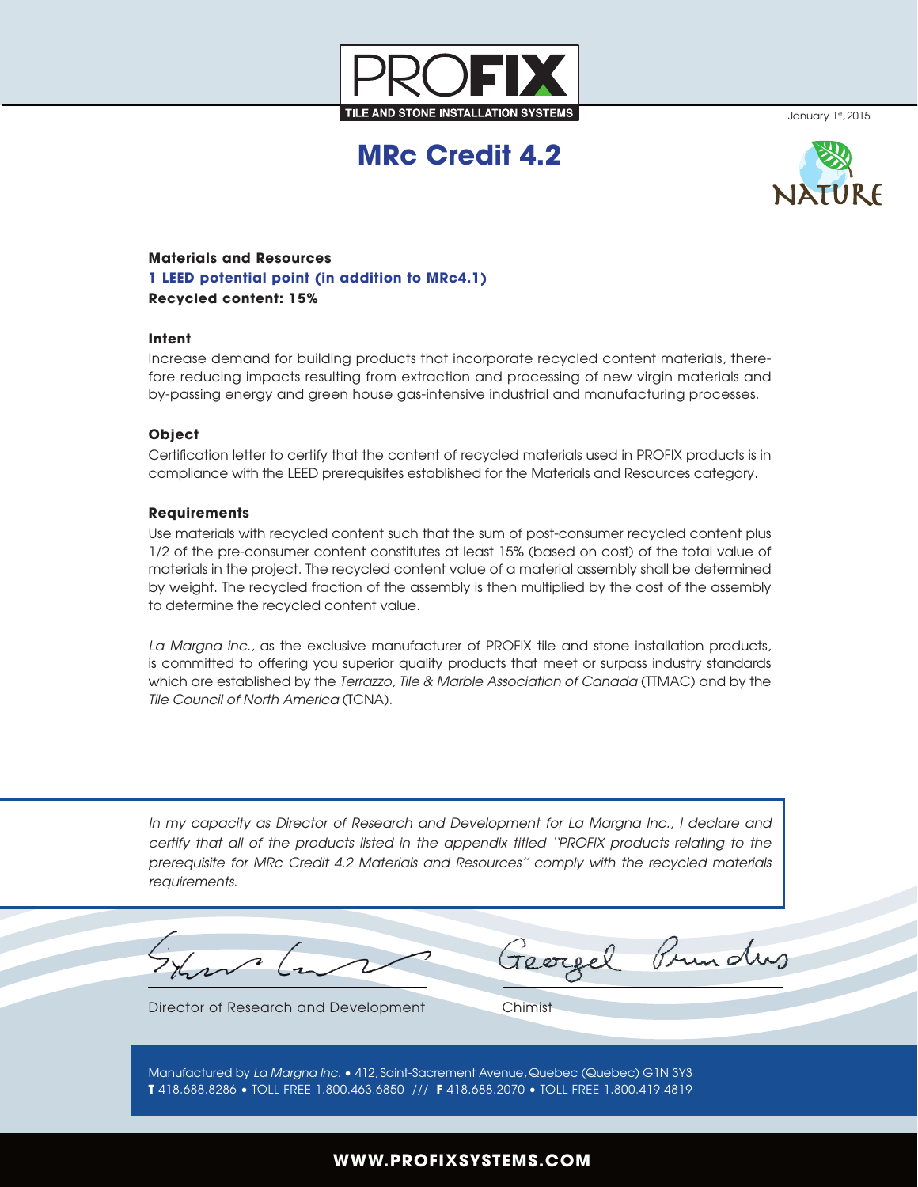PROFIX
TILE AND STONE INSTALLATION SYSTEMS

January 1st, 2015

# MRc Credit 4.2

NATURE

**Materials and Resources**
**1 LEED potential point (in addition to MRc4.1)**
**Recycled content: 15%**

**Intent**

Increase demand for building products that incorporate recycled content materials, therefore reducing impacts resulting from extraction and processing of new virgin materials and by-passing energy and green house gas-intensive industrial and manufacturing processes.

**Object**

Certification letter to certify that the content of recycled materials used in PROFIX products is in compliance with the LEED prerequisites established for the Materials and Resources category.

**Requirements**

Use materials with recycled content such that the sum of post-consumer recycled content plus 1/2 of the pre-consumer content constitutes at least 15% (based on cost) of the total value of materials in the project. The recycled content value of a material assembly shall be determined by weight. The recycled fraction of the assembly is then multiplied by the cost of the assembly to determine the recycled content value.

*La Margna inc.*, as the exclusive manufacturer of PROFIX tile and stone installation products, is committed to offering you superior quality products that meet or surpass industry standards which are established by the *Terrazzo, Tile & Marble Association of Canada* (TTMAC) and by the *Tile Council of North America* (TCNA).

*In my capacity as Director of Research and Development for La Margna Inc., I declare and certify that all of the products listed in the appendix titled "PROFIX products relating to the prerequisite for MRc Credit 4.2 Materials and Resources" comply with the recycled materials requirements.*

Director of Research and Development

Georgel Prundus
Chimist

Manufactured by *La Margna Inc.* • 412, Saint-Sacrement Avenue, Quebec (Quebec) G1N 3Y3
**T** 418.688.8286 • TOLL FREE 1.800.463.6850 /// **F** 418.688.2070 • TOLL FREE 1.800.419.4819

**WWW.PROFIXSYSTEMS.COM**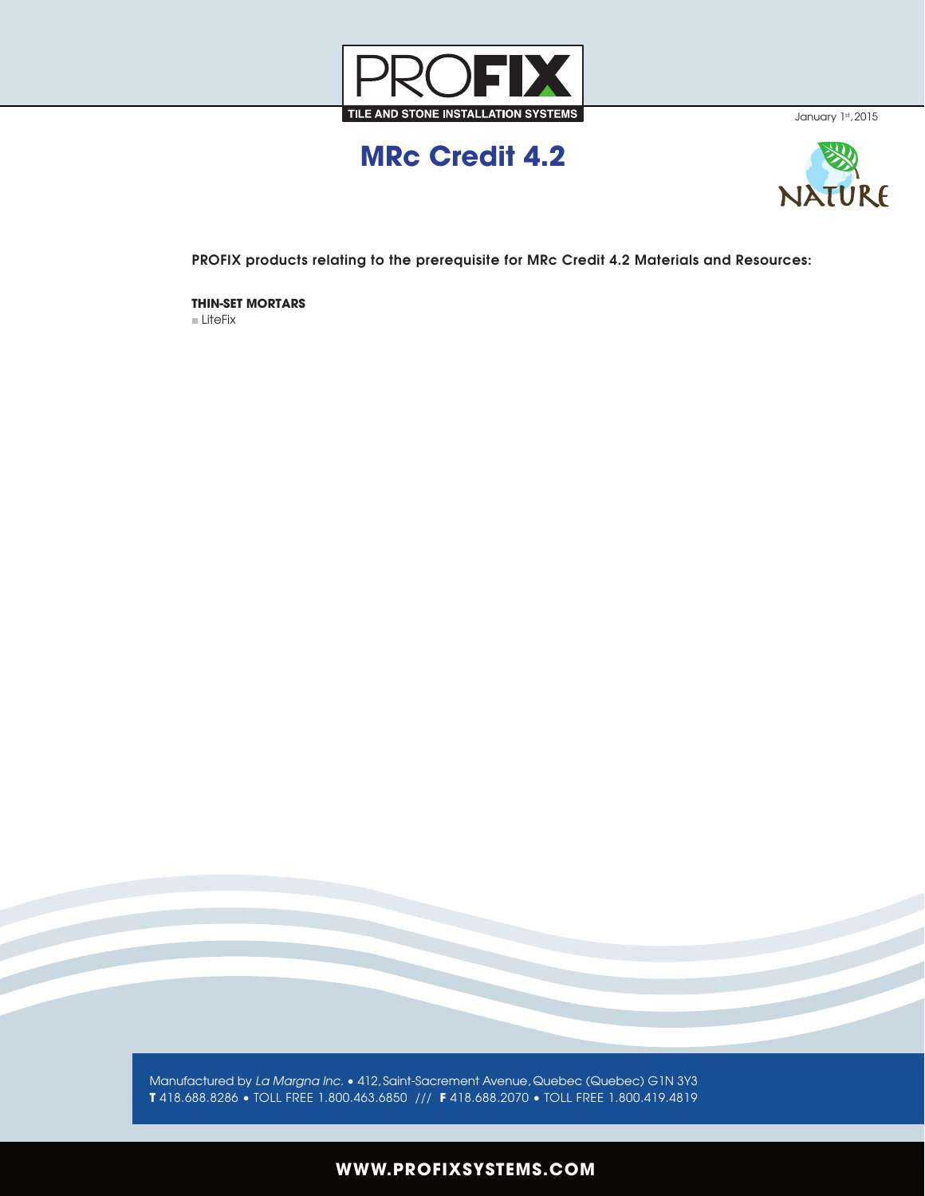January 1st, 2015

# MRc Credit 4.2

PROFIX products relating to the prerequisite for MRc Credit 4.2 Materials and Resources:

**THIN-SET MORTARS**

- LiteFix

Manufactured by *La Margna Inc.* • 412, Saint-Sacrement Avenue, Quebec (Quebec) G1N 3Y3
**T** 418.688.8286 • TOLL FREE 1.800.463.6850 /// **F** 418.688.2070 • TOLL FREE 1.800.419.4819

**WWW.PROFIXSYSTEMS.COM**